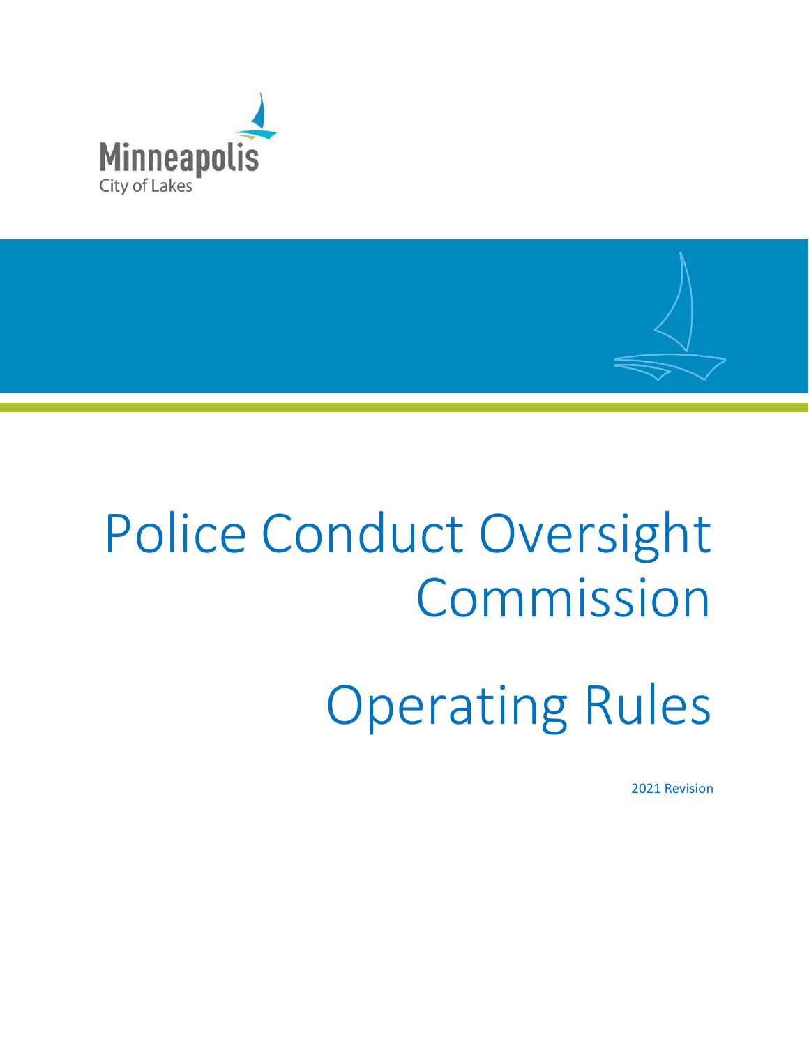Minneapolis
City of Lakes

# Police Conduct Oversight Commission

# Operating Rules

2021 Revision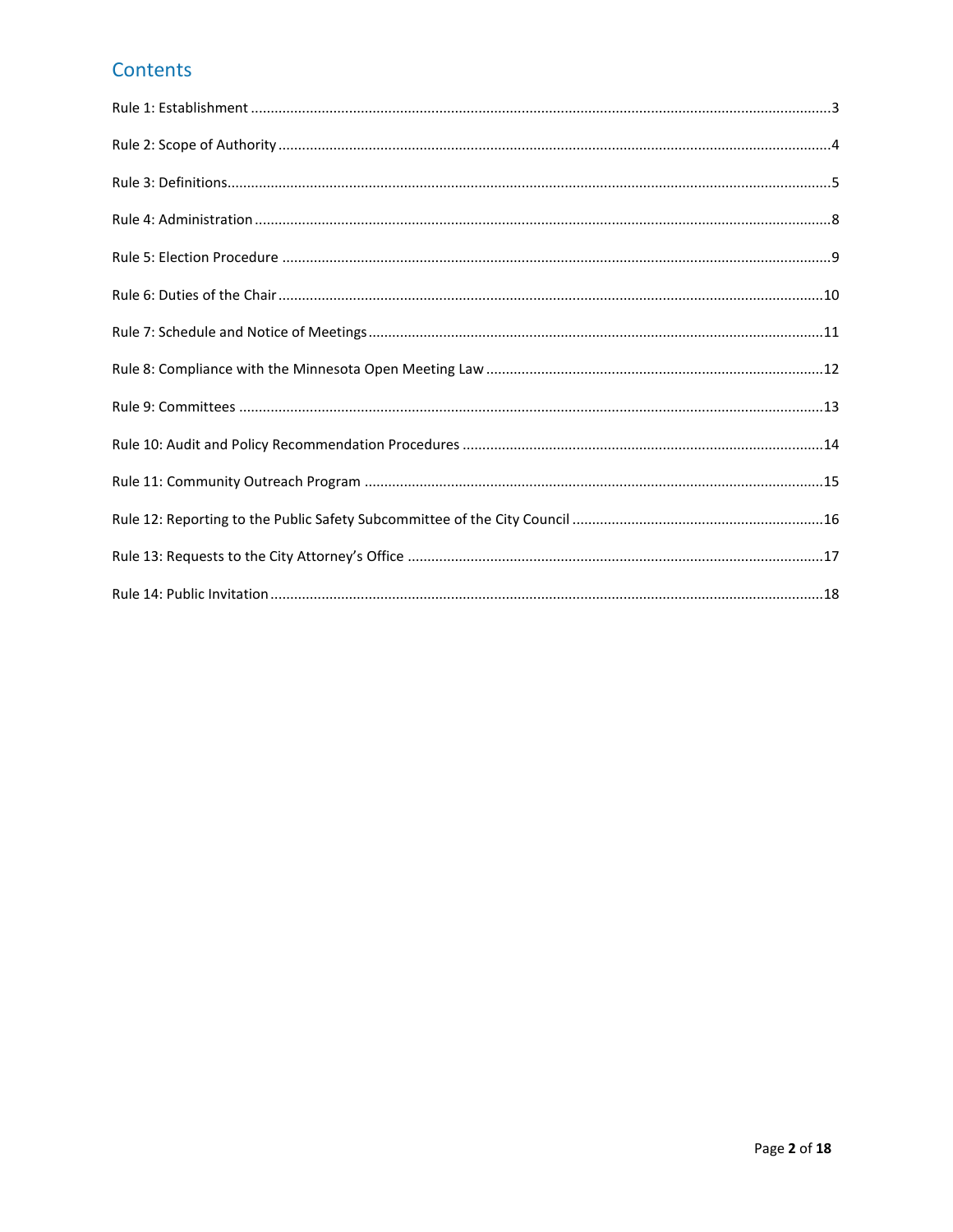## Contents

Rule 1: Establishment ........................................................................................................................................3

Rule 2: Scope of Authority ..................................................................................................................................4

Rule 3: Definitions...............................................................................................................................................5

Rule 4: Administration ........................................................................................................................................8

Rule 5: Election Procedure ..................................................................................................................................9

Rule 6: Duties of the Chair .................................................................................................................................10

Rule 7: Schedule and Notice of Meetings ..........................................................................................................11

Rule 8: Compliance with the Minnesota Open Meeting Law .............................................................................12

Rule 9: Committees ...........................................................................................................................................13

Rule 10: Audit and Policy Recommendation Procedures ...................................................................................14

Rule 11: Community Outreach Program ............................................................................................................15

Rule 12: Reporting to the Public Safety Subcommittee of the City Council .......................................................16

Rule 13: Requests to the City Attorney's Office .................................................................................................17

Rule 14: Public Invitation ...................................................................................................................................18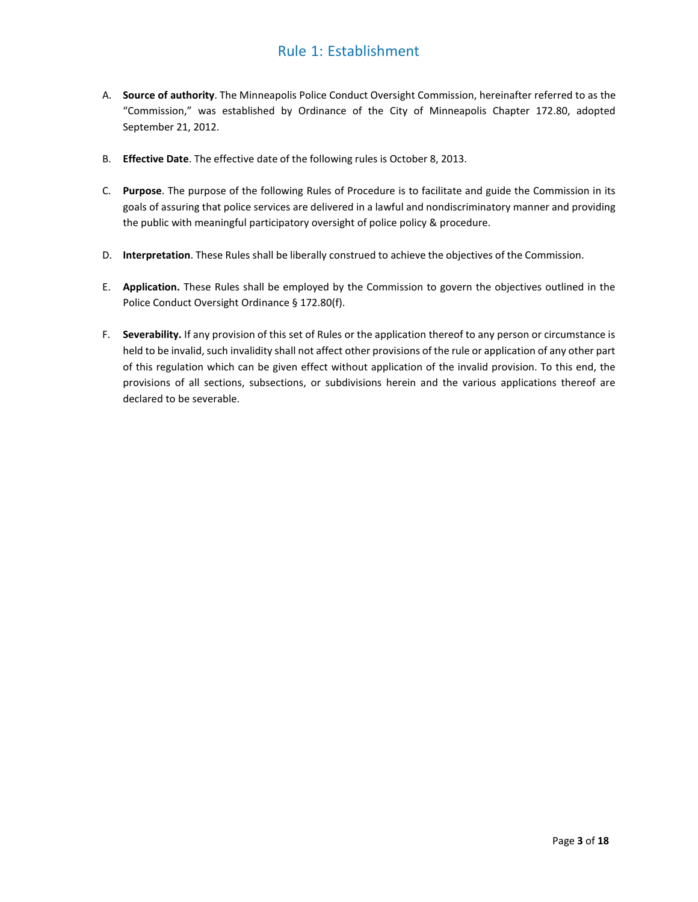# Rule 1: Establishment

A. **Source of authority**. The Minneapolis Police Conduct Oversight Commission, hereinafter referred to as the "Commission," was established by Ordinance of the City of Minneapolis Chapter 172.80, adopted September 21, 2012.

B. **Effective Date**. The effective date of the following rules is October 8, 2013.

C. **Purpose**. The purpose of the following Rules of Procedure is to facilitate and guide the Commission in its goals of assuring that police services are delivered in a lawful and nondiscriminatory manner and providing the public with meaningful participatory oversight of police policy & procedure.

D. **Interpretation**. These Rules shall be liberally construed to achieve the objectives of the Commission.

E. **Application.** These Rules shall be employed by the Commission to govern the objectives outlined in the Police Conduct Oversight Ordinance § 172.80(f).

F. **Severability.** If any provision of this set of Rules or the application thereof to any person or circumstance is held to be invalid, such invalidity shall not affect other provisions of the rule or application of any other part of this regulation which can be given effect without application of the invalid provision. To this end, the provisions of all sections, subsections, or subdivisions herein and the various applications thereof are declared to be severable.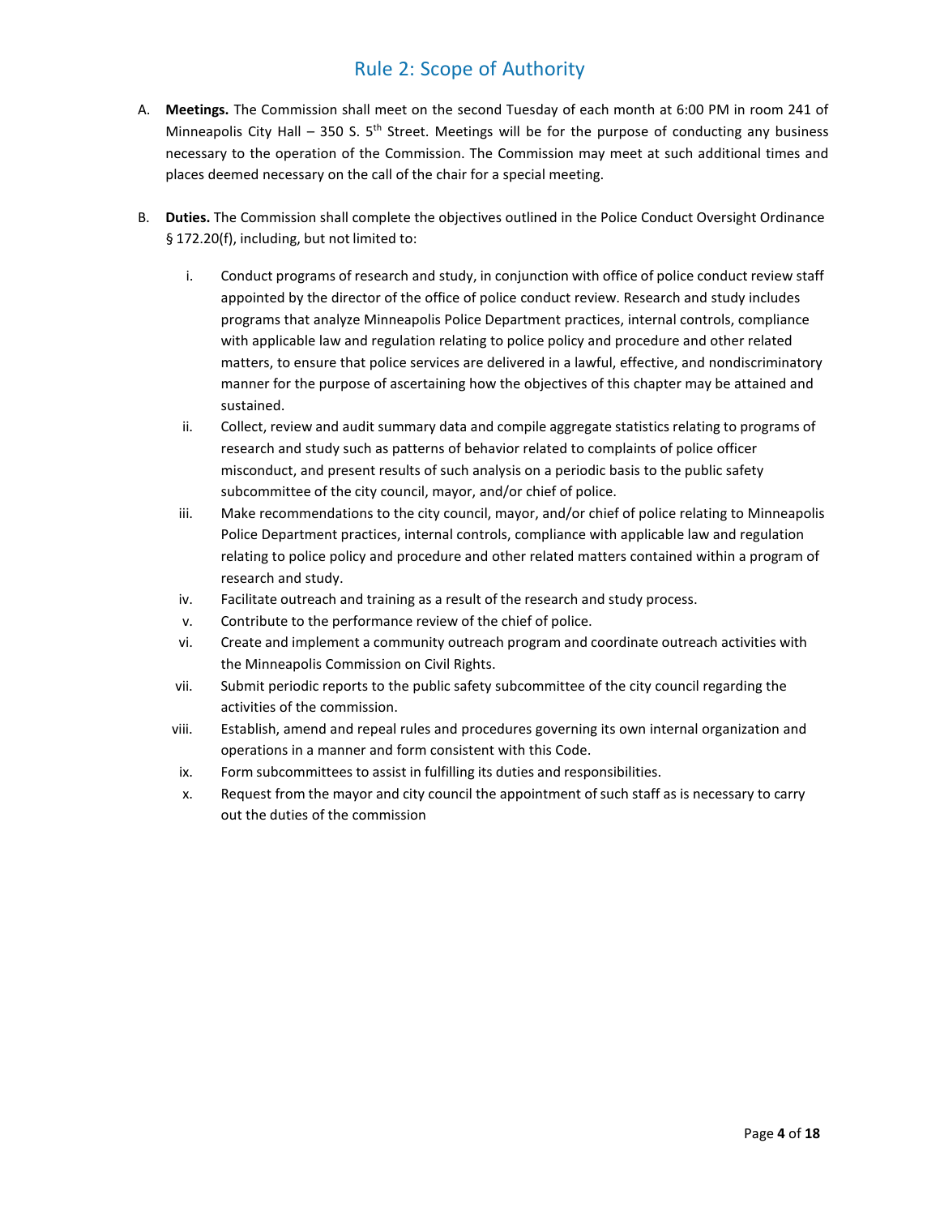## Rule 2: Scope of Authority

A. **Meetings.** The Commission shall meet on the second Tuesday of each month at 6:00 PM in room 241 of Minneapolis City Hall – 350 S. 5th Street. Meetings will be for the purpose of conducting any business necessary to the operation of the Commission. The Commission may meet at such additional times and places deemed necessary on the call of the chair for a special meeting.

B. **Duties.** The Commission shall complete the objectives outlined in the Police Conduct Oversight Ordinance § 172.20(f), including, but not limited to:

   i. Conduct programs of research and study, in conjunction with office of police conduct review staff appointed by the director of the office of police conduct review. Research and study includes programs that analyze Minneapolis Police Department practices, internal controls, compliance with applicable law and regulation relating to police policy and procedure and other related matters, to ensure that police services are delivered in a lawful, effective, and nondiscriminatory manner for the purpose of ascertaining how the objectives of this chapter may be attained and sustained.

   ii. Collect, review and audit summary data and compile aggregate statistics relating to programs of research and study such as patterns of behavior related to complaints of police officer misconduct, and present results of such analysis on a periodic basis to the public safety subcommittee of the city council, mayor, and/or chief of police.

   iii. Make recommendations to the city council, mayor, and/or chief of police relating to Minneapolis Police Department practices, internal controls, compliance with applicable law and regulation relating to police policy and procedure and other related matters contained within a program of research and study.

   iv. Facilitate outreach and training as a result of the research and study process.

   v. Contribute to the performance review of the chief of police.

   vi. Create and implement a community outreach program and coordinate outreach activities with the Minneapolis Commission on Civil Rights.

   vii. Submit periodic reports to the public safety subcommittee of the city council regarding the activities of the commission.

   viii. Establish, amend and repeal rules and procedures governing its own internal organization and operations in a manner and form consistent with this Code.

   ix. Form subcommittees to assist in fulfilling its duties and responsibilities.

   x. Request from the mayor and city council the appointment of such staff as is necessary to carry out the duties of the commission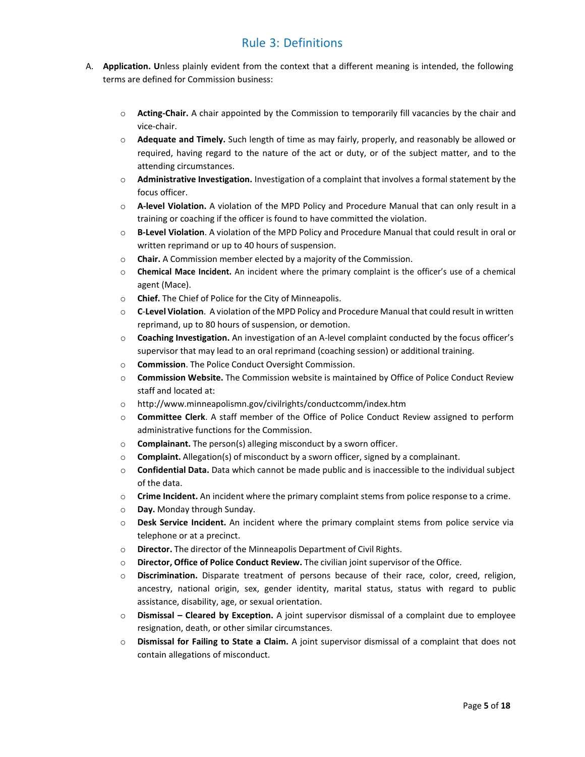# Rule 3: Definitions

A. **Application. U**nless plainly evident from the context that a different meaning is intended, the following terms are defined for Commission business:

- **Acting-Chair.** A chair appointed by the Commission to temporarily fill vacancies by the chair and vice-chair.
- **Adequate and Timely.** Such length of time as may fairly, properly, and reasonably be allowed or required, having regard to the nature of the act or duty, or of the subject matter, and to the attending circumstances.
- **Administrative Investigation.** Investigation of a complaint that involves a formal statement by the focus officer.
- **A-level Violation.** A violation of the MPD Policy and Procedure Manual that can only result in a training or coaching if the officer is found to have committed the violation.
- **B-Level Violation**. A violation of the MPD Policy and Procedure Manual that could result in oral or written reprimand or up to 40 hours of suspension.
- **Chair.** A Commission member elected by a majority of the Commission.
- **Chemical Mace Incident.** An incident where the primary complaint is the officer's use of a chemical agent (Mace).
- **Chief.** The Chief of Police for the City of Minneapolis.
- **C-Level Violation**. A violation of the MPD Policy and Procedure Manual that could result in written reprimand, up to 80 hours of suspension, or demotion.
- **Coaching Investigation.** An investigation of an A-level complaint conducted by the focus officer's supervisor that may lead to an oral reprimand (coaching session) or additional training.
- **Commission**. The Police Conduct Oversight Commission.
- **Commission Website.** The Commission website is maintained by Office of Police Conduct Review staff and located at:
- http://www.minneapolismn.gov/civilrights/conductcomm/index.htm
- **Committee Clerk**. A staff member of the Office of Police Conduct Review assigned to perform administrative functions for the Commission.
- **Complainant.** The person(s) alleging misconduct by a sworn officer.
- **Complaint.** Allegation(s) of misconduct by a sworn officer, signed by a complainant.
- **Confidential Data.** Data which cannot be made public and is inaccessible to the individual subject of the data.
- **Crime Incident.** An incident where the primary complaint stems from police response to a crime.
- **Day.** Monday through Sunday.
- **Desk Service Incident.** An incident where the primary complaint stems from police service via telephone or at a precinct.
- **Director.** The director of the Minneapolis Department of Civil Rights.
- **Director, Office of Police Conduct Review.** The civilian joint supervisor of the Office.
- **Discrimination.** Disparate treatment of persons because of their race, color, creed, religion, ancestry, national origin, sex, gender identity, marital status, status with regard to public assistance, disability, age, or sexual orientation.
- **Dismissal – Cleared by Exception.** A joint supervisor dismissal of a complaint due to employee resignation, death, or other similar circumstances.
- **Dismissal for Failing to State a Claim.** A joint supervisor dismissal of a complaint that does not contain allegations of misconduct.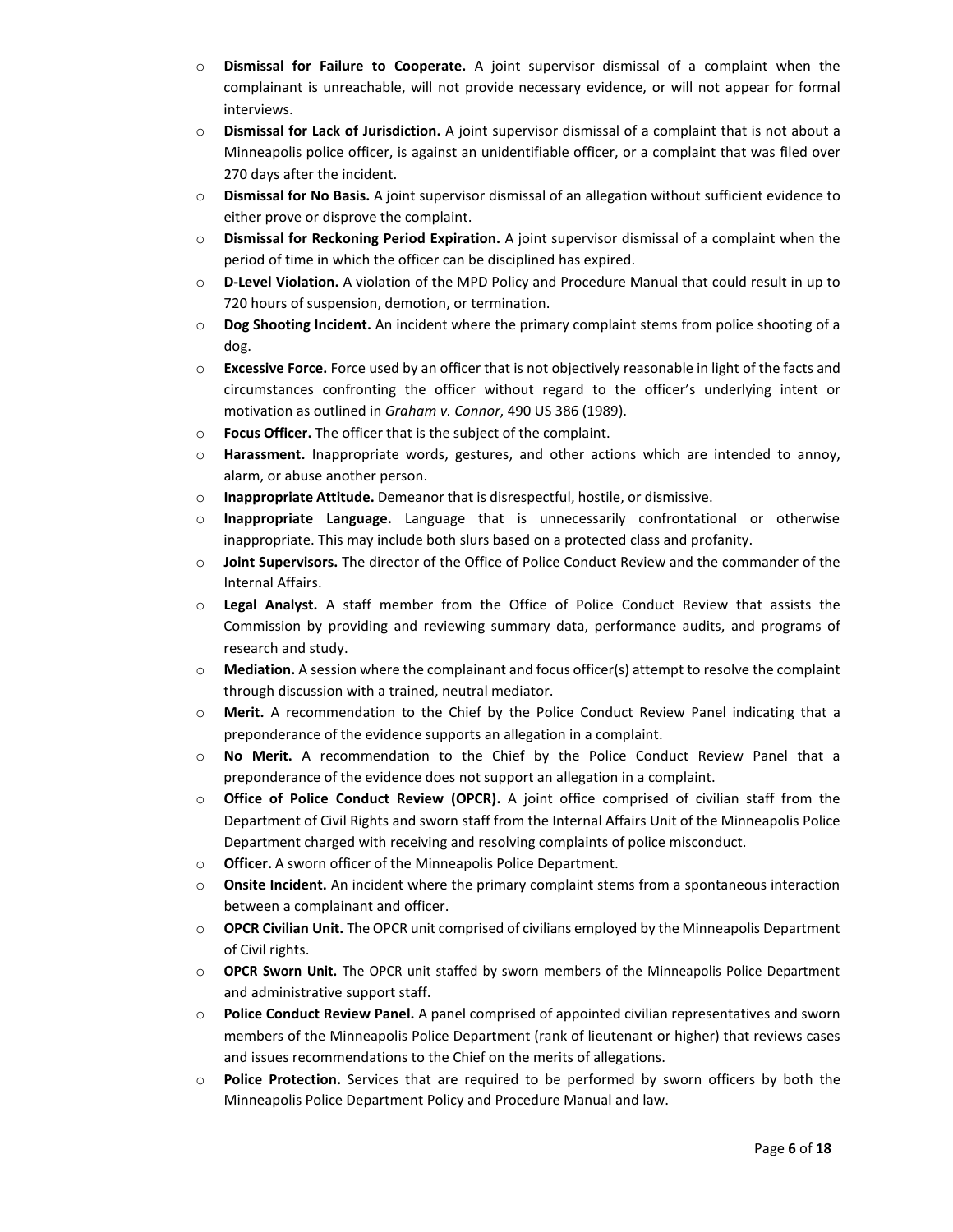- **Dismissal for Failure to Cooperate.** A joint supervisor dismissal of a complaint when the complainant is unreachable, will not provide necessary evidence, or will not appear for formal interviews.
- **Dismissal for Lack of Jurisdiction.** A joint supervisor dismissal of a complaint that is not about a Minneapolis police officer, is against an unidentifiable officer, or a complaint that was filed over 270 days after the incident.
- **Dismissal for No Basis.** A joint supervisor dismissal of an allegation without sufficient evidence to either prove or disprove the complaint.
- **Dismissal for Reckoning Period Expiration.** A joint supervisor dismissal of a complaint when the period of time in which the officer can be disciplined has expired.
- **D-Level Violation.** A violation of the MPD Policy and Procedure Manual that could result in up to 720 hours of suspension, demotion, or termination.
- **Dog Shooting Incident.** An incident where the primary complaint stems from police shooting of a dog.
- **Excessive Force.** Force used by an officer that is not objectively reasonable in light of the facts and circumstances confronting the officer without regard to the officer's underlying intent or motivation as outlined in *Graham v. Connor*, 490 US 386 (1989).
- **Focus Officer.** The officer that is the subject of the complaint.
- **Harassment.** Inappropriate words, gestures, and other actions which are intended to annoy, alarm, or abuse another person.
- **Inappropriate Attitude.** Demeanor that is disrespectful, hostile, or dismissive.
- **Inappropriate Language.** Language that is unnecessarily confrontational or otherwise inappropriate. This may include both slurs based on a protected class and profanity.
- **Joint Supervisors.** The director of the Office of Police Conduct Review and the commander of the Internal Affairs.
- **Legal Analyst.** A staff member from the Office of Police Conduct Review that assists the Commission by providing and reviewing summary data, performance audits, and programs of research and study.
- **Mediation.** A session where the complainant and focus officer(s) attempt to resolve the complaint through discussion with a trained, neutral mediator.
- **Merit.** A recommendation to the Chief by the Police Conduct Review Panel indicating that a preponderance of the evidence supports an allegation in a complaint.
- **No Merit.** A recommendation to the Chief by the Police Conduct Review Panel that a preponderance of the evidence does not support an allegation in a complaint.
- **Office of Police Conduct Review (OPCR).** A joint office comprised of civilian staff from the Department of Civil Rights and sworn staff from the Internal Affairs Unit of the Minneapolis Police Department charged with receiving and resolving complaints of police misconduct.
- **Officer.** A sworn officer of the Minneapolis Police Department.
- **Onsite Incident.** An incident where the primary complaint stems from a spontaneous interaction between a complainant and officer.
- **OPCR Civilian Unit.** The OPCR unit comprised of civilians employed by the Minneapolis Department of Civil rights.
- **OPCR Sworn Unit.** The OPCR unit staffed by sworn members of the Minneapolis Police Department and administrative support staff.
- **Police Conduct Review Panel.** A panel comprised of appointed civilian representatives and sworn members of the Minneapolis Police Department (rank of lieutenant or higher) that reviews cases and issues recommendations to the Chief on the merits of allegations.
- **Police Protection.** Services that are required to be performed by sworn officers by both the Minneapolis Police Department Policy and Procedure Manual and law.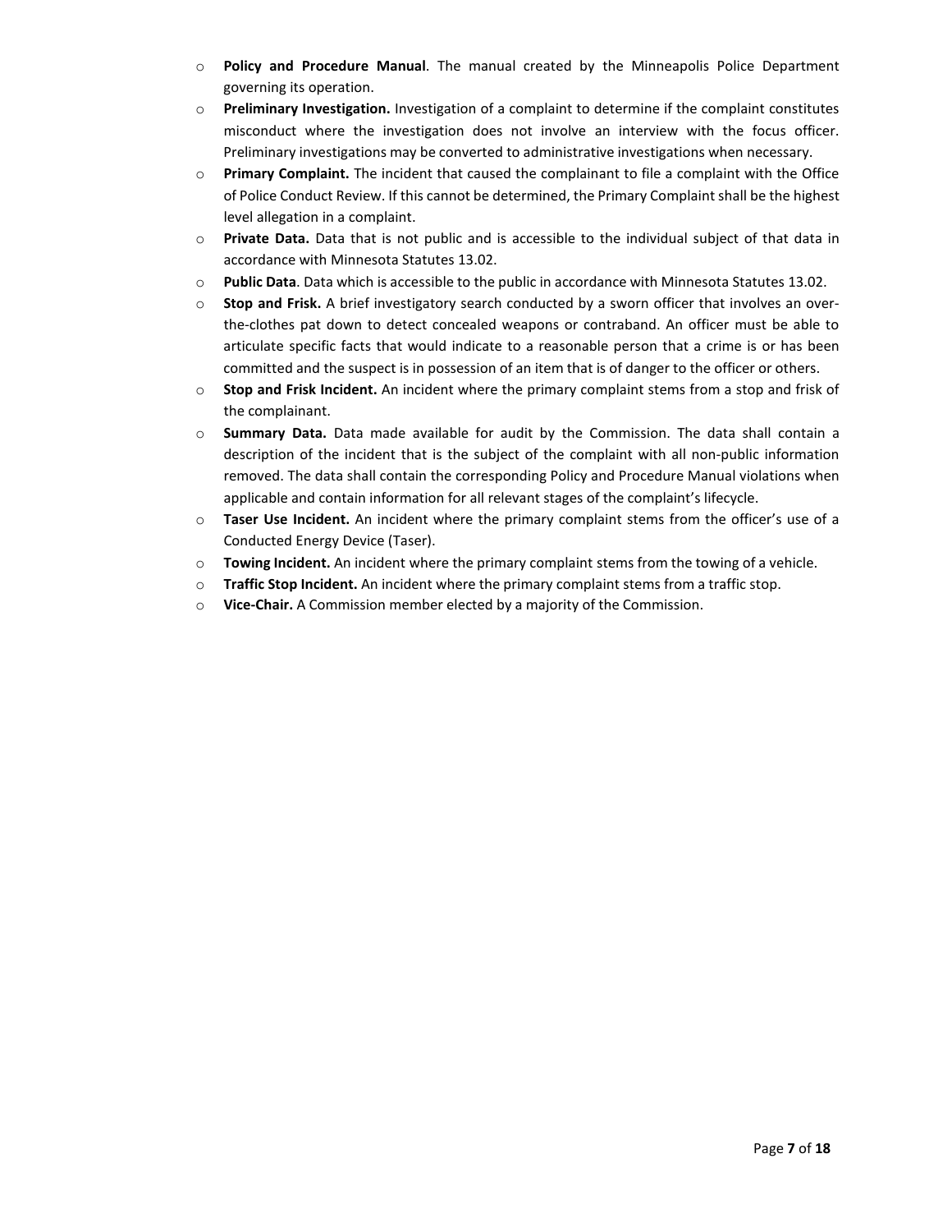- **Policy and Procedure Manual**. The manual created by the Minneapolis Police Department governing its operation.
- **Preliminary Investigation.** Investigation of a complaint to determine if the complaint constitutes misconduct where the investigation does not involve an interview with the focus officer. Preliminary investigations may be converted to administrative investigations when necessary.
- **Primary Complaint.** The incident that caused the complainant to file a complaint with the Office of Police Conduct Review. If this cannot be determined, the Primary Complaint shall be the highest level allegation in a complaint.
- **Private Data.** Data that is not public and is accessible to the individual subject of that data in accordance with Minnesota Statutes 13.02.
- **Public Data**. Data which is accessible to the public in accordance with Minnesota Statutes 13.02.
- **Stop and Frisk.** A brief investigatory search conducted by a sworn officer that involves an over-the-clothes pat down to detect concealed weapons or contraband. An officer must be able to articulate specific facts that would indicate to a reasonable person that a crime is or has been committed and the suspect is in possession of an item that is of danger to the officer or others.
- **Stop and Frisk Incident.** An incident where the primary complaint stems from a stop and frisk of the complainant.
- **Summary Data.** Data made available for audit by the Commission. The data shall contain a description of the incident that is the subject of the complaint with all non-public information removed. The data shall contain the corresponding Policy and Procedure Manual violations when applicable and contain information for all relevant stages of the complaint's lifecycle.
- **Taser Use Incident.** An incident where the primary complaint stems from the officer's use of a Conducted Energy Device (Taser).
- **Towing Incident.** An incident where the primary complaint stems from the towing of a vehicle.
- **Traffic Stop Incident.** An incident where the primary complaint stems from a traffic stop.
- **Vice-Chair.** A Commission member elected by a majority of the Commission.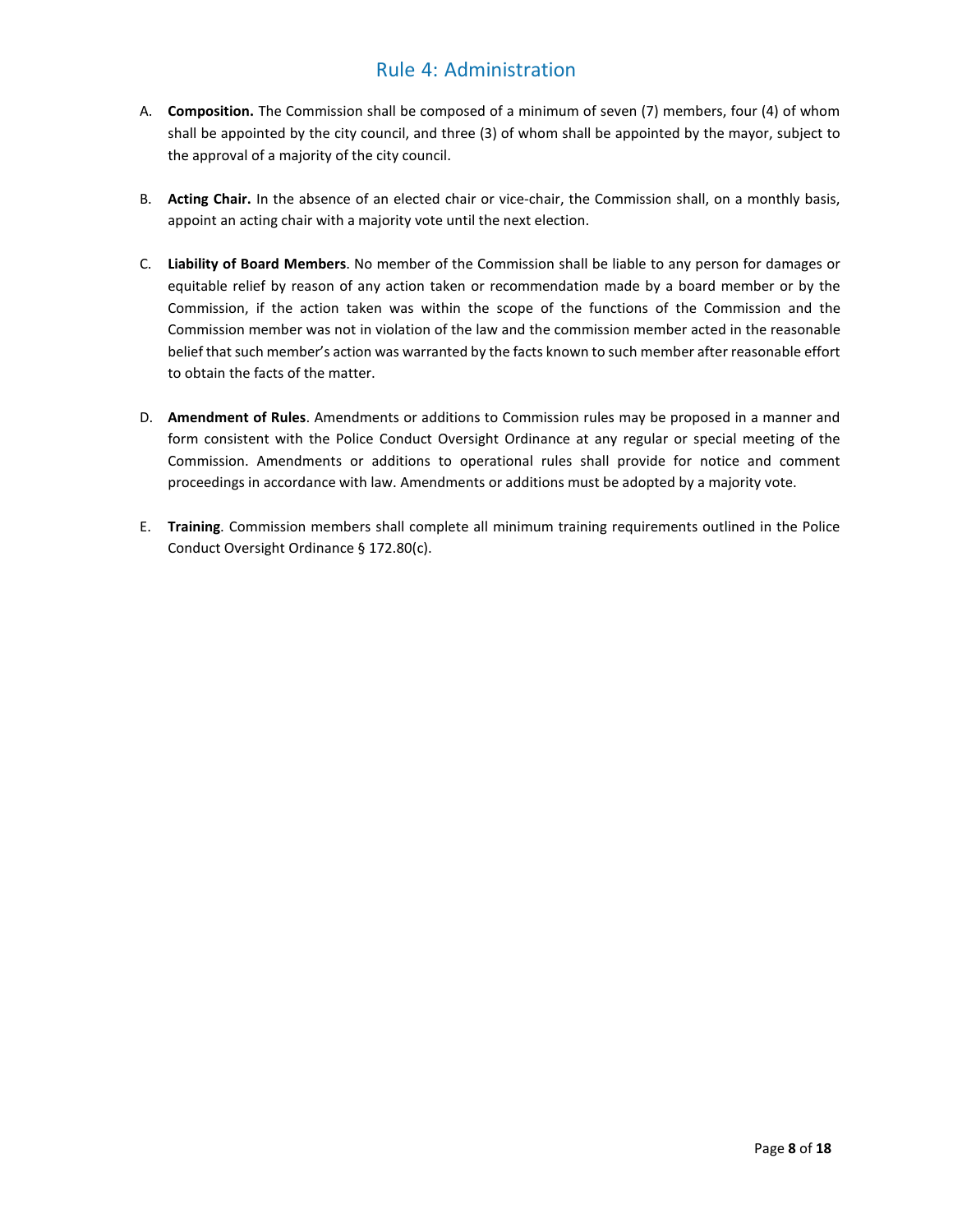## Rule 4: Administration

A. **Composition.** The Commission shall be composed of a minimum of seven (7) members, four (4) of whom shall be appointed by the city council, and three (3) of whom shall be appointed by the mayor, subject to the approval of a majority of the city council.

B. **Acting Chair.** In the absence of an elected chair or vice-chair, the Commission shall, on a monthly basis, appoint an acting chair with a majority vote until the next election.

C. **Liability of Board Members**. No member of the Commission shall be liable to any person for damages or equitable relief by reason of any action taken or recommendation made by a board member or by the Commission, if the action taken was within the scope of the functions of the Commission and the Commission member was not in violation of the law and the commission member acted in the reasonable belief that such member's action was warranted by the facts known to such member after reasonable effort to obtain the facts of the matter.

D. **Amendment of Rules**. Amendments or additions to Commission rules may be proposed in a manner and form consistent with the Police Conduct Oversight Ordinance at any regular or special meeting of the Commission. Amendments or additions to operational rules shall provide for notice and comment proceedings in accordance with law. Amendments or additions must be adopted by a majority vote.

E. **Training**. Commission members shall complete all minimum training requirements outlined in the Police Conduct Oversight Ordinance § 172.80(c).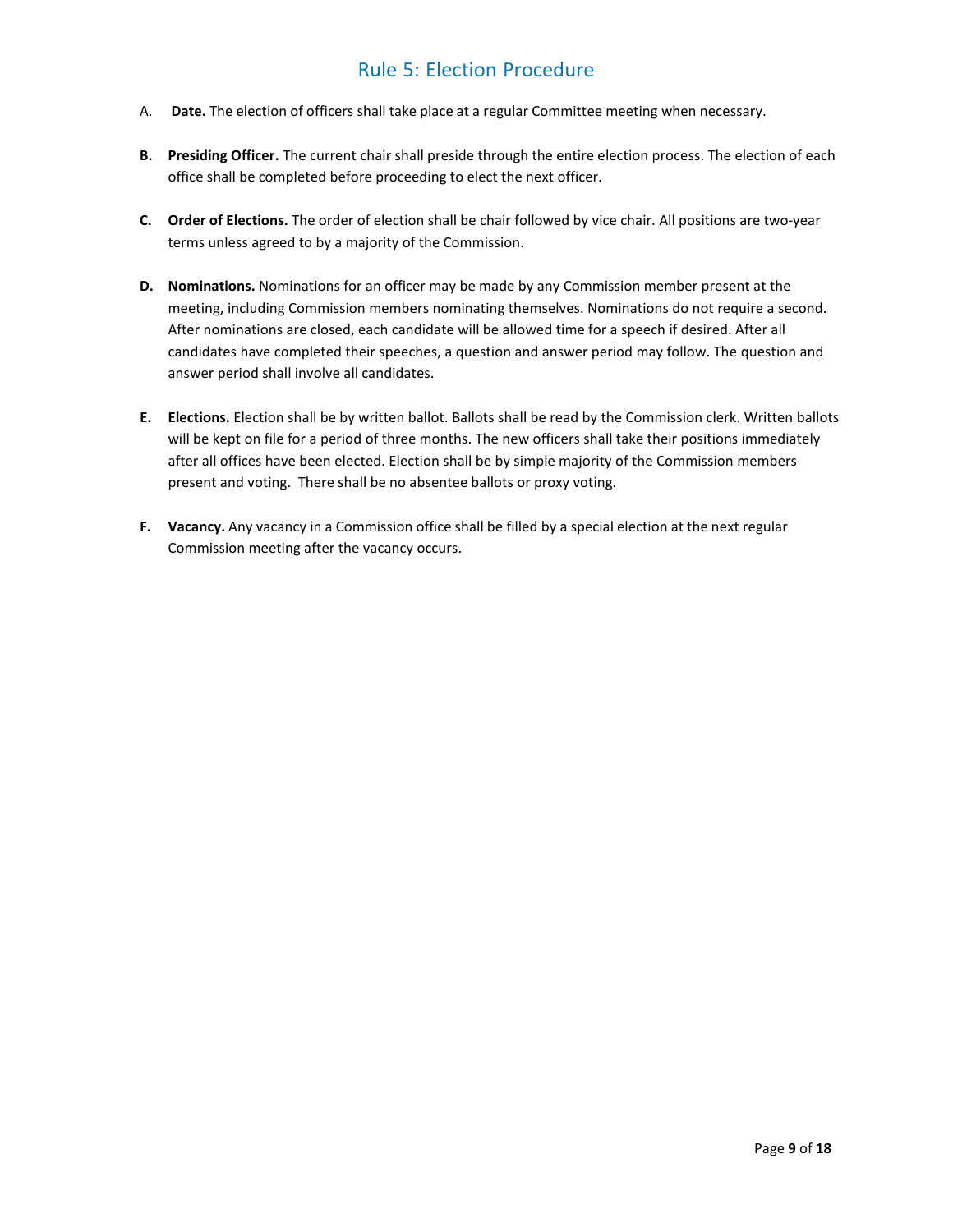# Rule 5: Election Procedure

A. **Date.** The election of officers shall take place at a regular Committee meeting when necessary.

**B. Presiding Officer.** The current chair shall preside through the entire election process. The election of each office shall be completed before proceeding to elect the next officer.

**C. Order of Elections.** The order of election shall be chair followed by vice chair. All positions are two-year terms unless agreed to by a majority of the Commission.

**D. Nominations.** Nominations for an officer may be made by any Commission member present at the meeting, including Commission members nominating themselves. Nominations do not require a second. After nominations are closed, each candidate will be allowed time for a speech if desired. After all candidates have completed their speeches, a question and answer period may follow. The question and answer period shall involve all candidates.

**E. Elections.** Election shall be by written ballot. Ballots shall be read by the Commission clerk. Written ballots will be kept on file for a period of three months. The new officers shall take their positions immediately after all offices have been elected. Election shall be by simple majority of the Commission members present and voting. There shall be no absentee ballots or proxy voting.

**F. Vacancy.** Any vacancy in a Commission office shall be filled by a special election at the next regular Commission meeting after the vacancy occurs.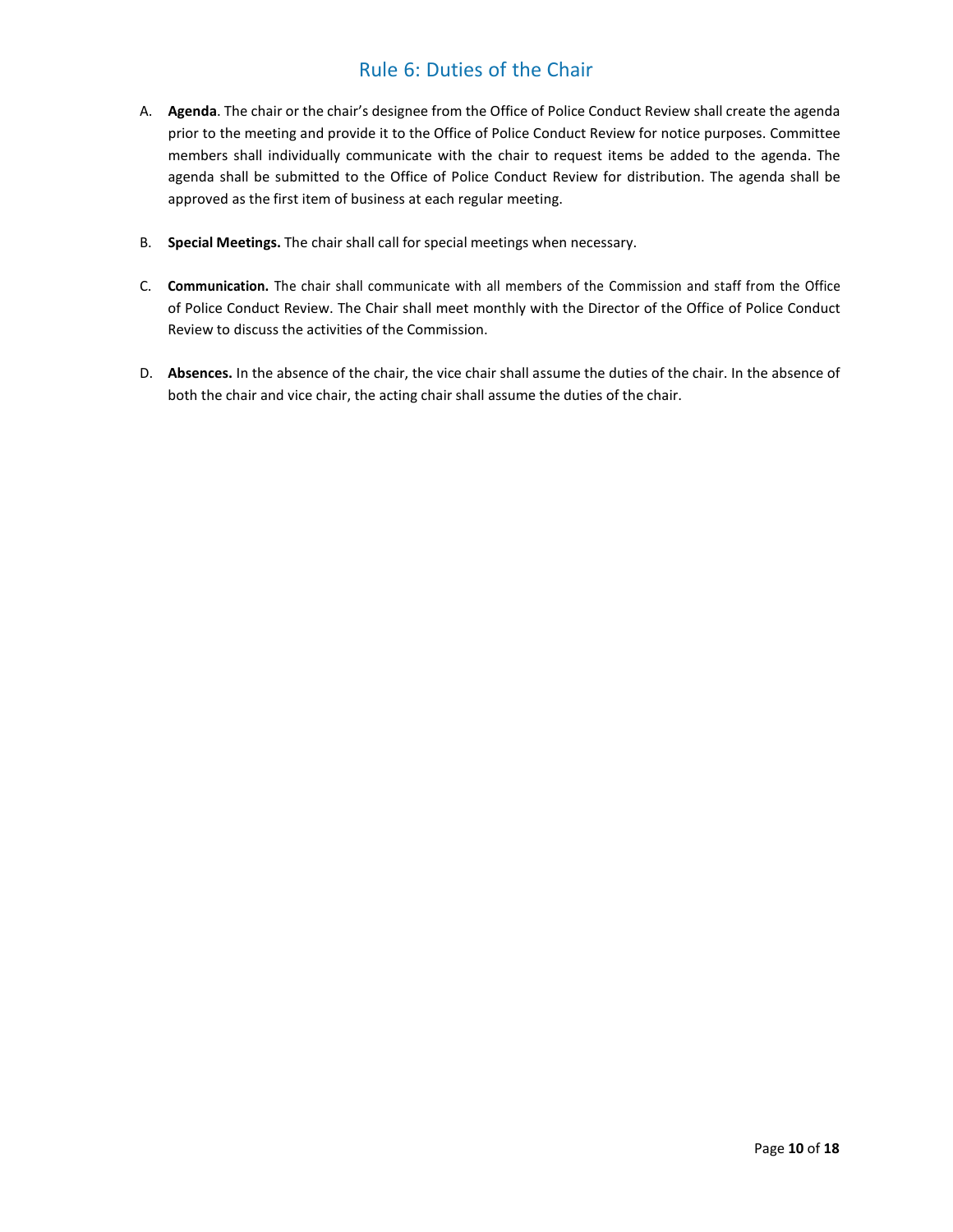# Rule 6: Duties of the Chair

A. **Agenda**. The chair or the chair's designee from the Office of Police Conduct Review shall create the agenda prior to the meeting and provide it to the Office of Police Conduct Review for notice purposes. Committee members shall individually communicate with the chair to request items be added to the agenda. The agenda shall be submitted to the Office of Police Conduct Review for distribution. The agenda shall be approved as the first item of business at each regular meeting.

B. **Special Meetings.** The chair shall call for special meetings when necessary.

C. **Communication.** The chair shall communicate with all members of the Commission and staff from the Office of Police Conduct Review. The Chair shall meet monthly with the Director of the Office of Police Conduct Review to discuss the activities of the Commission.

D. **Absences.** In the absence of the chair, the vice chair shall assume the duties of the chair. In the absence of both the chair and vice chair, the acting chair shall assume the duties of the chair.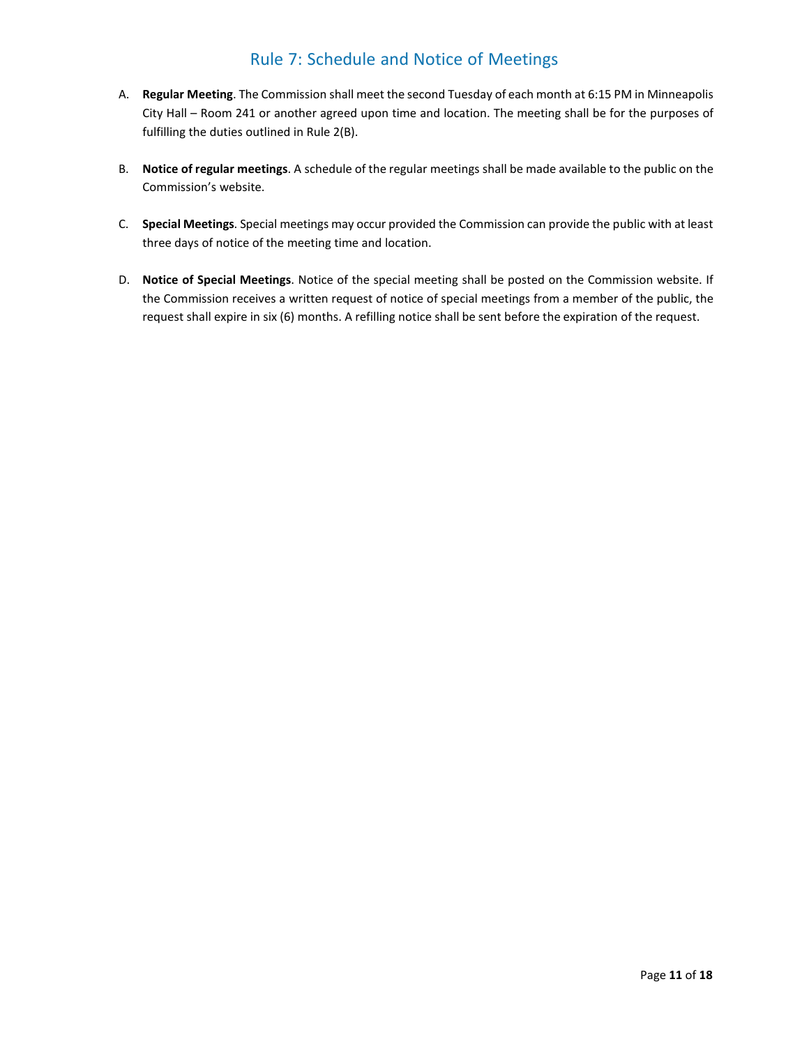## Rule 7: Schedule and Notice of Meetings

A. **Regular Meeting**. The Commission shall meet the second Tuesday of each month at 6:15 PM in Minneapolis City Hall – Room 241 or another agreed upon time and location. The meeting shall be for the purposes of fulfilling the duties outlined in Rule 2(B).

B. **Notice of regular meetings**. A schedule of the regular meetings shall be made available to the public on the Commission's website.

C. **Special Meetings**. Special meetings may occur provided the Commission can provide the public with at least three days of notice of the meeting time and location.

D. **Notice of Special Meetings**. Notice of the special meeting shall be posted on the Commission website. If the Commission receives a written request of notice of special meetings from a member of the public, the request shall expire in six (6) months. A refilling notice shall be sent before the expiration of the request.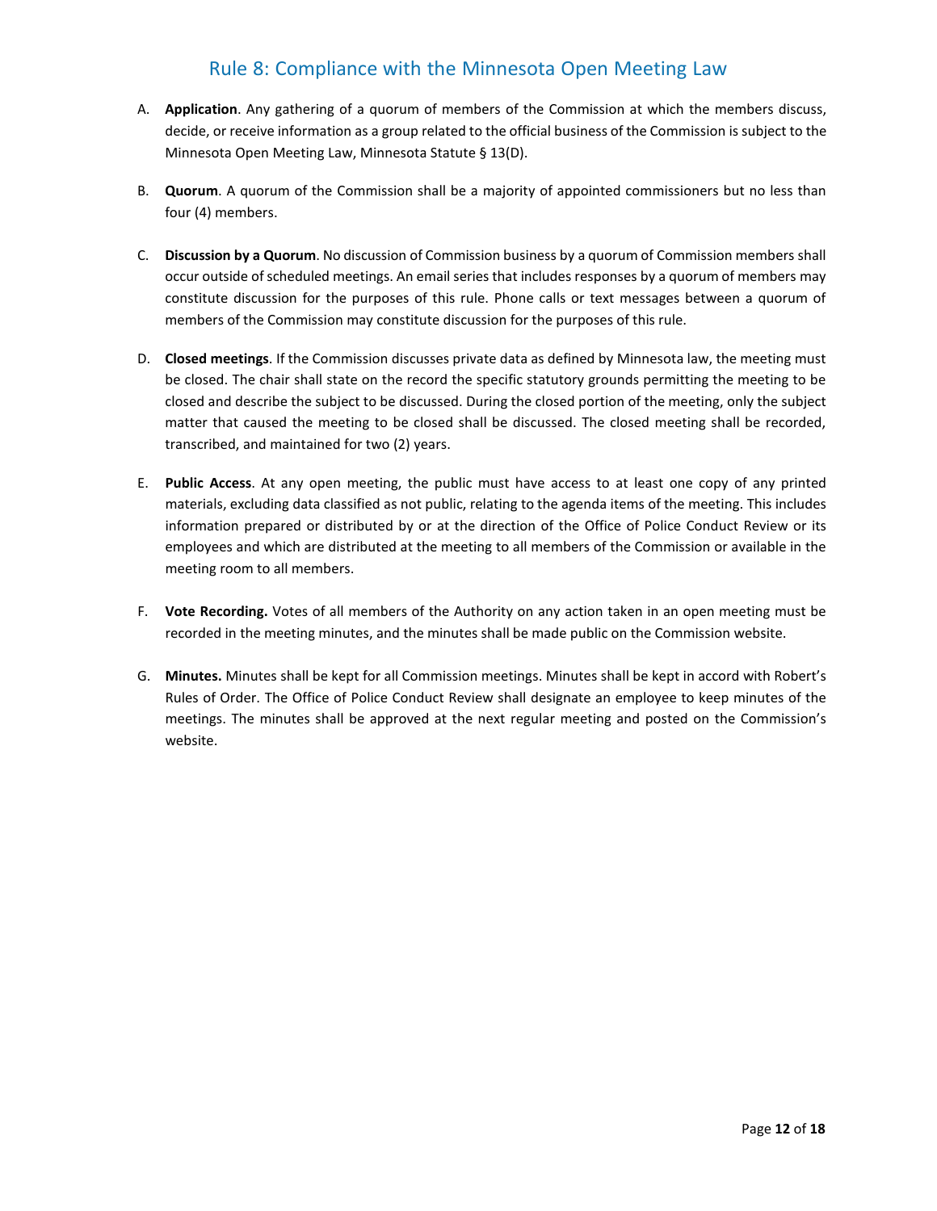## Rule 8: Compliance with the Minnesota Open Meeting Law

A. **Application**. Any gathering of a quorum of members of the Commission at which the members discuss, decide, or receive information as a group related to the official business of the Commission is subject to the Minnesota Open Meeting Law, Minnesota Statute § 13(D).

B. **Quorum**. A quorum of the Commission shall be a majority of appointed commissioners but no less than four (4) members.

C. **Discussion by a Quorum**. No discussion of Commission business by a quorum of Commission members shall occur outside of scheduled meetings. An email series that includes responses by a quorum of members may constitute discussion for the purposes of this rule. Phone calls or text messages between a quorum of members of the Commission may constitute discussion for the purposes of this rule.

D. **Closed meetings**. If the Commission discusses private data as defined by Minnesota law, the meeting must be closed. The chair shall state on the record the specific statutory grounds permitting the meeting to be closed and describe the subject to be discussed. During the closed portion of the meeting, only the subject matter that caused the meeting to be closed shall be discussed. The closed meeting shall be recorded, transcribed, and maintained for two (2) years.

E. **Public Access**. At any open meeting, the public must have access to at least one copy of any printed materials, excluding data classified as not public, relating to the agenda items of the meeting. This includes information prepared or distributed by or at the direction of the Office of Police Conduct Review or its employees and which are distributed at the meeting to all members of the Commission or available in the meeting room to all members.

F. **Vote Recording.** Votes of all members of the Authority on any action taken in an open meeting must be recorded in the meeting minutes, and the minutes shall be made public on the Commission website.

G. **Minutes.** Minutes shall be kept for all Commission meetings. Minutes shall be kept in accord with Robert's Rules of Order. The Office of Police Conduct Review shall designate an employee to keep minutes of the meetings. The minutes shall be approved at the next regular meeting and posted on the Commission's website.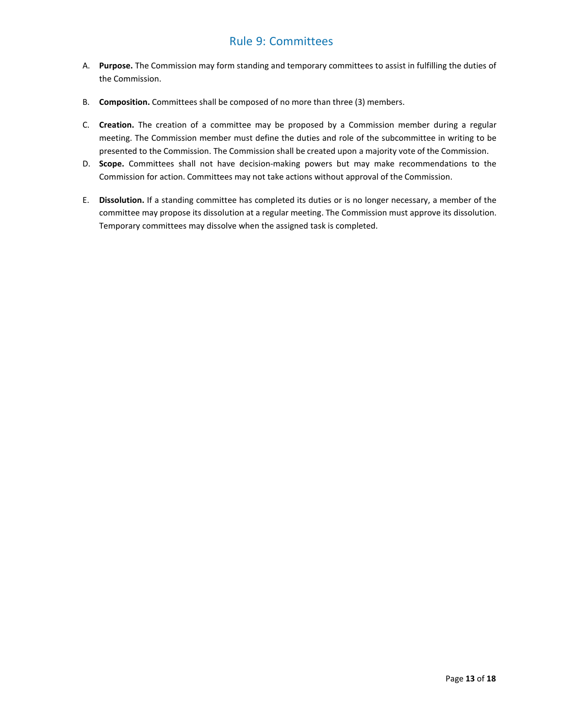# Rule 9: Committees

A. **Purpose.** The Commission may form standing and temporary committees to assist in fulfilling the duties of the Commission.

B. **Composition.** Committees shall be composed of no more than three (3) members.

C. **Creation.** The creation of a committee may be proposed by a Commission member during a regular meeting. The Commission member must define the duties and role of the subcommittee in writing to be presented to the Commission. The Commission shall be created upon a majority vote of the Commission.

D. **Scope.** Committees shall not have decision-making powers but may make recommendations to the Commission for action. Committees may not take actions without approval of the Commission.

E. **Dissolution.** If a standing committee has completed its duties or is no longer necessary, a member of the committee may propose its dissolution at a regular meeting. The Commission must approve its dissolution. Temporary committees may dissolve when the assigned task is completed.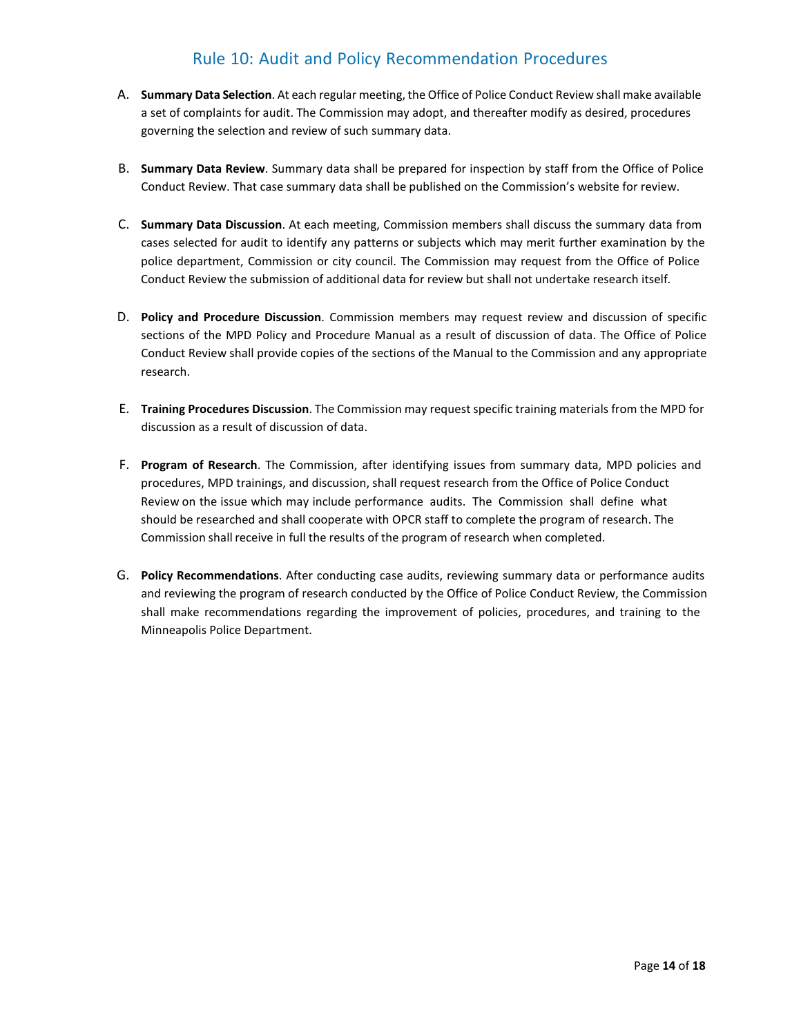## Rule 10: Audit and Policy Recommendation Procedures

A. **Summary Data Selection**. At each regular meeting, the Office of Police Conduct Review shall make available a set of complaints for audit. The Commission may adopt, and thereafter modify as desired, procedures governing the selection and review of such summary data.

B. **Summary Data Review**. Summary data shall be prepared for inspection by staff from the Office of Police Conduct Review. That case summary data shall be published on the Commission's website for review.

C. **Summary Data Discussion**. At each meeting, Commission members shall discuss the summary data from cases selected for audit to identify any patterns or subjects which may merit further examination by the police department, Commission or city council. The Commission may request from the Office of Police Conduct Review the submission of additional data for review but shall not undertake research itself.

D. **Policy and Procedure Discussion**. Commission members may request review and discussion of specific sections of the MPD Policy and Procedure Manual as a result of discussion of data. The Office of Police Conduct Review shall provide copies of the sections of the Manual to the Commission and any appropriate research.

E. **Training Procedures Discussion**. The Commission may request specific training materials from the MPD for discussion as a result of discussion of data.

F. **Program of Research**. The Commission, after identifying issues from summary data, MPD policies and procedures, MPD trainings, and discussion, shall request research from the Office of Police Conduct Review on the issue which may include performance audits. The Commission shall define what should be researched and shall cooperate with OPCR staff to complete the program of research. The Commission shall receive in full the results of the program of research when completed.

G. **Policy Recommendations**. After conducting case audits, reviewing summary data or performance audits and reviewing the program of research conducted by the Office of Police Conduct Review, the Commission shall make recommendations regarding the improvement of policies, procedures, and training to the Minneapolis Police Department.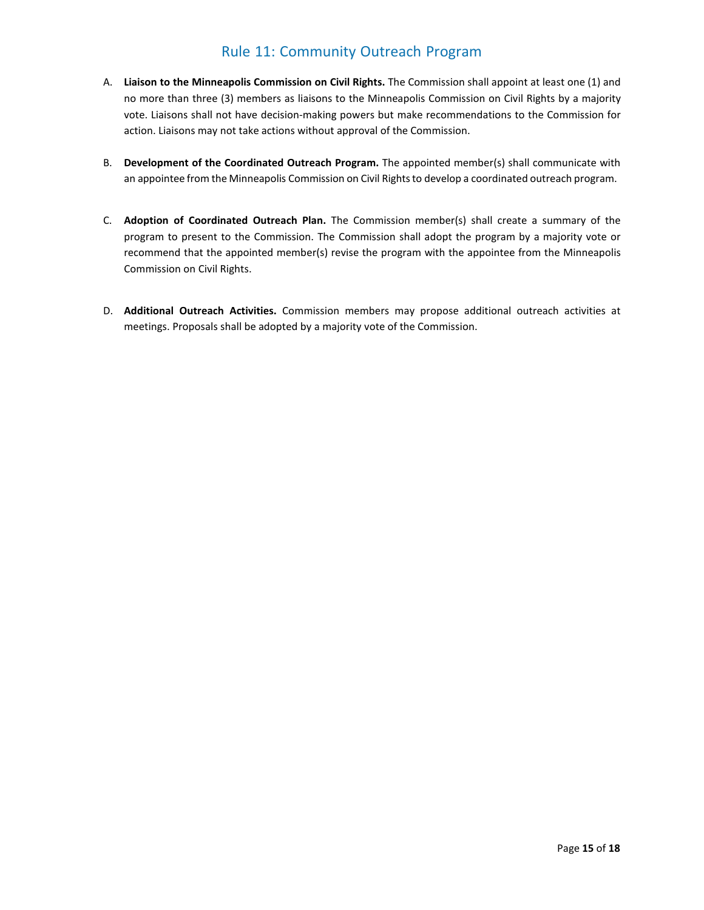# Rule 11: Community Outreach Program

A. **Liaison to the Minneapolis Commission on Civil Rights.** The Commission shall appoint at least one (1) and no more than three (3) members as liaisons to the Minneapolis Commission on Civil Rights by a majority vote. Liaisons shall not have decision-making powers but make recommendations to the Commission for action. Liaisons may not take actions without approval of the Commission.

B. **Development of the Coordinated Outreach Program.** The appointed member(s) shall communicate with an appointee from the Minneapolis Commission on Civil Rights to develop a coordinated outreach program.

C. **Adoption of Coordinated Outreach Plan.** The Commission member(s) shall create a summary of the program to present to the Commission. The Commission shall adopt the program by a majority vote or recommend that the appointed member(s) revise the program with the appointee from the Minneapolis Commission on Civil Rights.

D. **Additional Outreach Activities.** Commission members may propose additional outreach activities at meetings. Proposals shall be adopted by a majority vote of the Commission.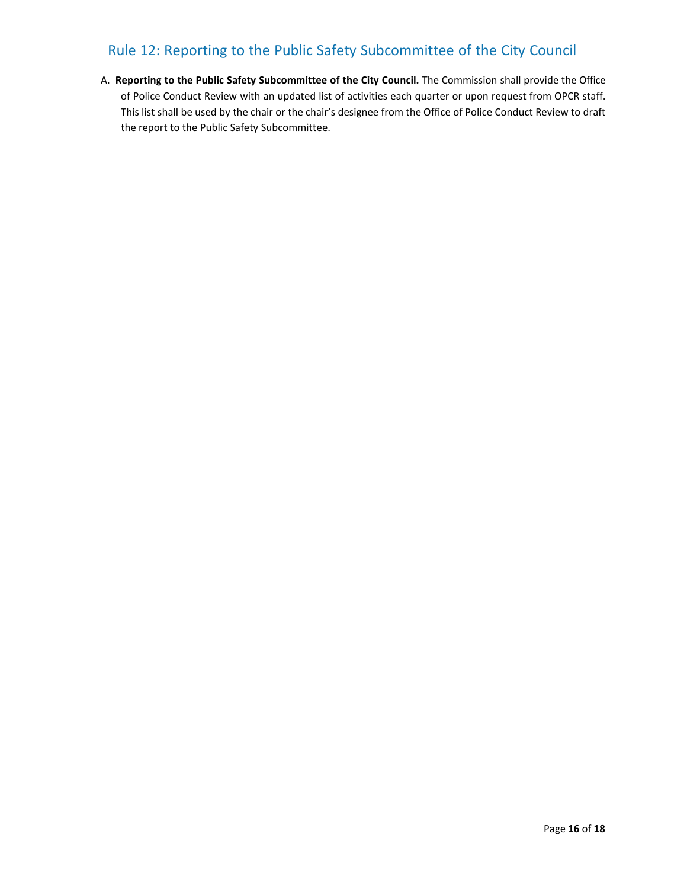## Rule 12: Reporting to the Public Safety Subcommittee of the City Council

A. **Reporting to the Public Safety Subcommittee of the City Council.** The Commission shall provide the Office of Police Conduct Review with an updated list of activities each quarter or upon request from OPCR staff. This list shall be used by the chair or the chair's designee from the Office of Police Conduct Review to draft the report to the Public Safety Subcommittee.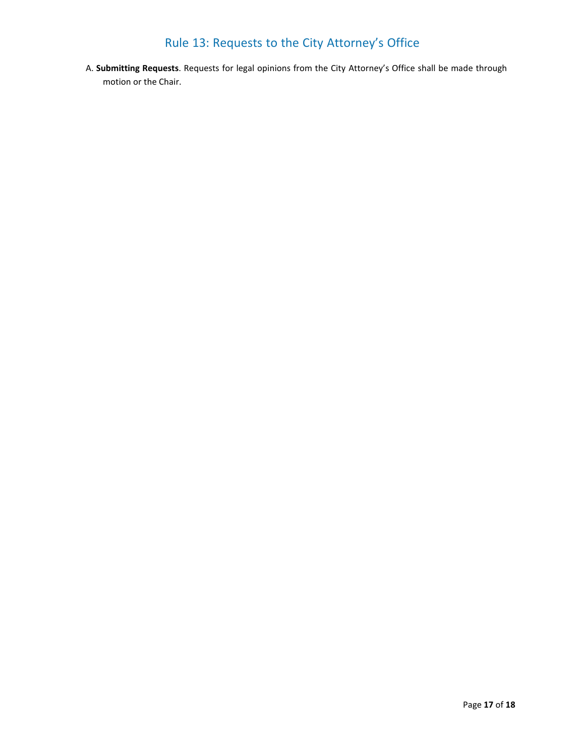# Rule 13: Requests to the City Attorney's Office

A. **Submitting Requests**. Requests for legal opinions from the City Attorney's Office shall be made through motion or the Chair.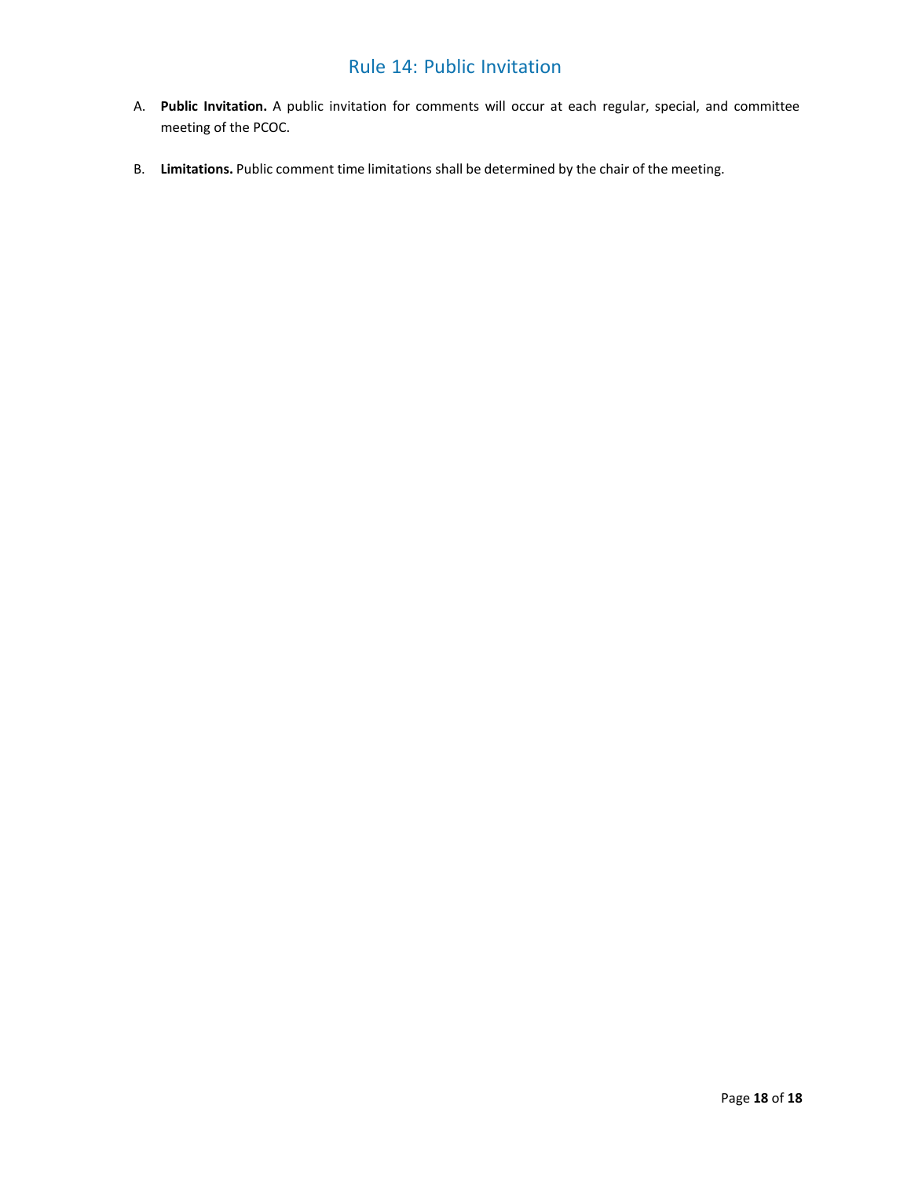## Rule 14: Public Invitation

A. **Public Invitation.** A public invitation for comments will occur at each regular, special, and committee meeting of the PCOC.

B. **Limitations.** Public comment time limitations shall be determined by the chair of the meeting.